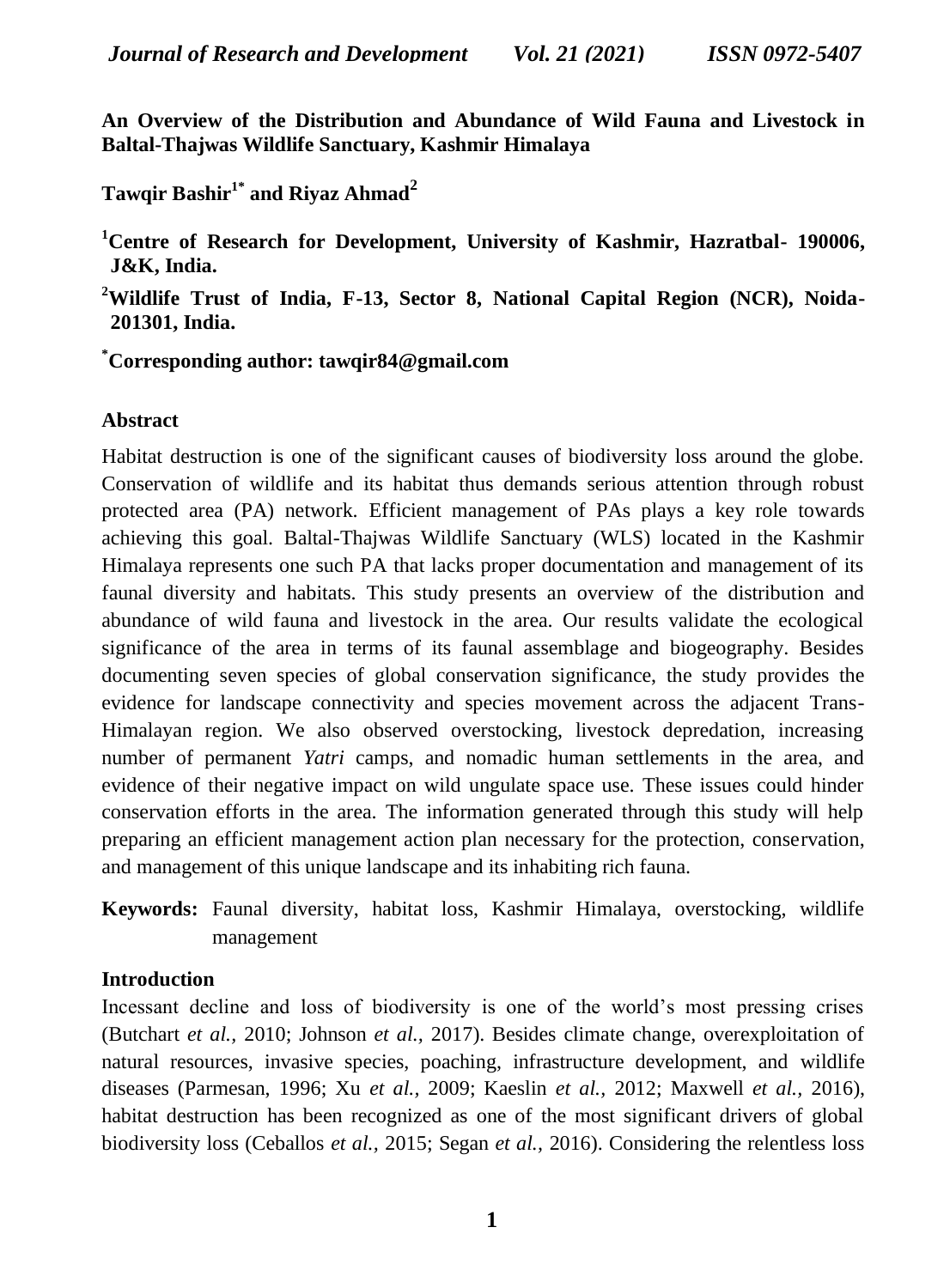# An Overview of the Distribution and Abundance of Wild Fauna and Livestock in Baltal-Thajwas Wildlife Sanctuary, Kashmir Himalaya

**Tawqir Bashir[1*] and Riyaz Ahmad[2]**

**[1]Centre of Research for Development, University of Kashmir, Hazratbal- 190006, J&K, India.**

**[2]Wildlife Trust of India, F-13, Sector 8, National Capital Region (NCR), Noida-201301, India.**

**[*]Corresponding author: tawqir84@gmail.com**

## Abstract

Habitat destruction is one of the significant causes of biodiversity loss around the globe. Conservation of wildlife and its habitat thus demands serious attention through robust protected area (PA) network. Efficient management of PAs plays a key role towards achieving this goal. Baltal-Thajwas Wildlife Sanctuary (WLS) located in the Kashmir Himalaya represents one such PA that lacks proper documentation and management of its faunal diversity and habitats. This study presents an overview of the distribution and abundance of wild fauna and livestock in the area. Our results validate the ecological significance of the area in terms of its faunal assemblage and biogeography. Besides documenting seven species of global conservation significance, the study provides the evidence for landscape connectivity and species movement across the adjacent Trans-Himalayan region. We also observed overstocking, livestock depredation, increasing number of permanent *Yatri* camps, and nomadic human settlements in the area, and evidence of their negative impact on wild ungulate space use. These issues could hinder conservation efforts in the area. The information generated through this study will help preparing an efficient management action plan necessary for the protection, conservation, and management of this unique landscape and its inhabiting rich fauna.

**Keywords:** Faunal diversity, habitat loss, Kashmir Himalaya, overstocking, wildlife management

## Introduction

Incessant decline and loss of biodiversity is one of the world's most pressing crises (Butchart *et al.,* 2010; Johnson *et al.,* 2017). Besides climate change, overexploitation of natural resources, invasive species, poaching, infrastructure development, and wildlife diseases (Parmesan, 1996; Xu *et al.,* 2009; Kaeslin *et al.,* 2012; Maxwell *et al.,* 2016), habitat destruction has been recognized as one of the most significant drivers of global biodiversity loss (Ceballos *et al.,* 2015; Segan *et al.,* 2016). Considering the relentless loss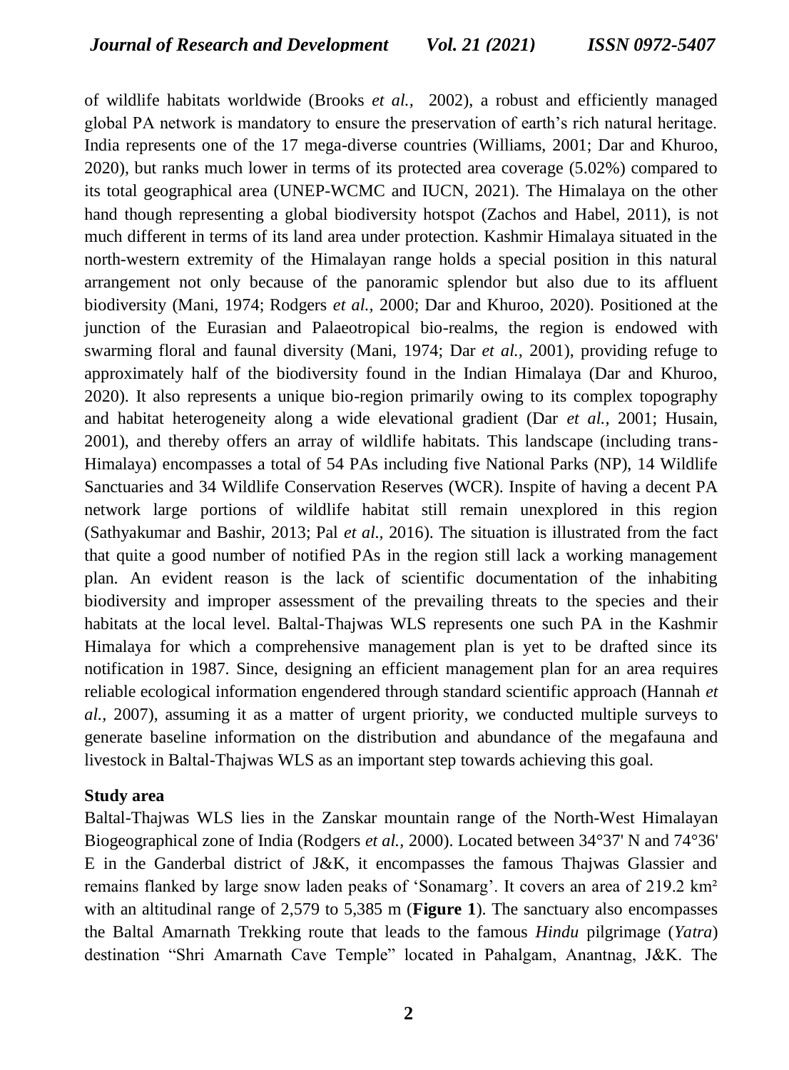of wildlife habitats worldwide (Brooks *et al.,* 2002), a robust and efficiently managed global PA network is mandatory to ensure the preservation of earth's rich natural heritage. India represents one of the 17 mega-diverse countries (Williams, 2001; Dar and Khuroo, 2020), but ranks much lower in terms of its protected area coverage (5.02%) compared to its total geographical area (UNEP-WCMC and IUCN, 2021). The Himalaya on the other hand though representing a global biodiversity hotspot (Zachos and Habel, 2011), is not much different in terms of its land area under protection. Kashmir Himalaya situated in the north-western extremity of the Himalayan range holds a special position in this natural arrangement not only because of the panoramic splendor but also due to its affluent biodiversity (Mani, 1974; Rodgers *et al.,* 2000; Dar and Khuroo, 2020). Positioned at the junction of the Eurasian and Palaeotropical bio-realms, the region is endowed with swarming floral and faunal diversity (Mani, 1974; Dar *et al.,* 2001), providing refuge to approximately half of the biodiversity found in the Indian Himalaya (Dar and Khuroo, 2020). It also represents a unique bio-region primarily owing to its complex topography and habitat heterogeneity along a wide elevational gradient (Dar *et al.,* 2001; Husain, 2001), and thereby offers an array of wildlife habitats. This landscape (including trans-Himalaya) encompasses a total of 54 PAs including five National Parks (NP), 14 Wildlife Sanctuaries and 34 Wildlife Conservation Reserves (WCR). Inspite of having a decent PA network large portions of wildlife habitat still remain unexplored in this region (Sathyakumar and Bashir, 2013; Pal *et al.*, 2016). The situation is illustrated from the fact that quite a good number of notified PAs in the region still lack a working management plan. An evident reason is the lack of scientific documentation of the inhabiting biodiversity and improper assessment of the prevailing threats to the species and their habitats at the local level. Baltal-Thajwas WLS represents one such PA in the Kashmir Himalaya for which a comprehensive management plan is yet to be drafted since its notification in 1987. Since, designing an efficient management plan for an area requires reliable ecological information engendered through standard scientific approach (Hannah *et al.,* 2007), assuming it as a matter of urgent priority, we conducted multiple surveys to generate baseline information on the distribution and abundance of the megafauna and livestock in Baltal-Thajwas WLS as an important step towards achieving this goal.

**Study area**

Baltal-Thajwas WLS lies in the Zanskar mountain range of the North-West Himalayan Biogeographical zone of India (Rodgers *et al.,* 2000). Located between 34°37' N and 74°36' E in the Ganderbal district of J&K, it encompasses the famous Thajwas Glassier and remains flanked by large snow laden peaks of 'Sonamarg'. It covers an area of 219.2 km² with an altitudinal range of 2,579 to 5,385 m (**Figure 1**). The sanctuary also encompasses the Baltal Amarnath Trekking route that leads to the famous *Hindu* pilgrimage (*Yatra*) destination "Shri Amarnath Cave Temple" located in Pahalgam, Anantnag, J&K. The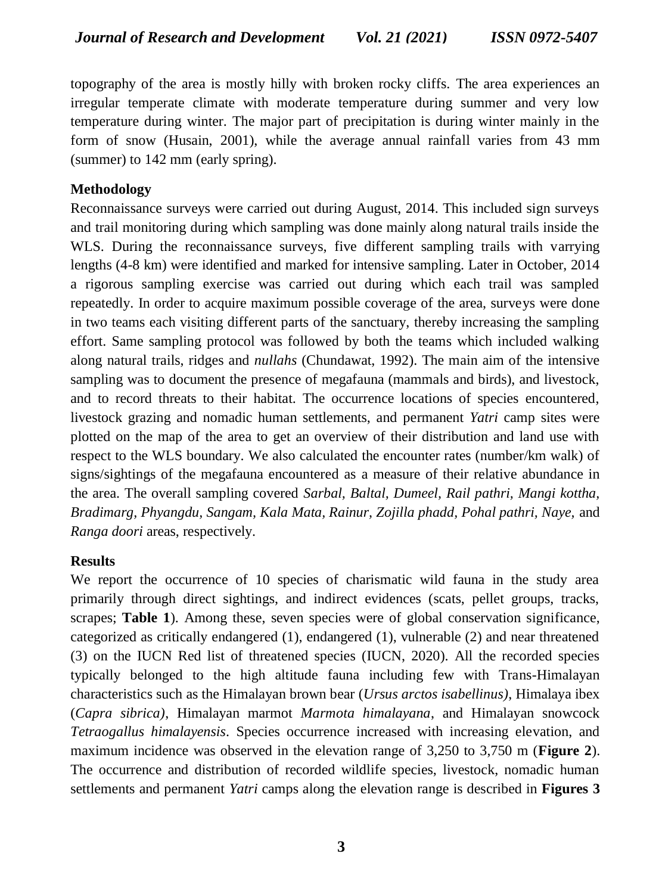topography of the area is mostly hilly with broken rocky cliffs. The area experiences an irregular temperate climate with moderate temperature during summer and very low temperature during winter. The major part of precipitation is during winter mainly in the form of snow (Husain, 2001), while the average annual rainfall varies from 43 mm (summer) to 142 mm (early spring).

## Methodology

Reconnaissance surveys were carried out during August, 2014. This included sign surveys and trail monitoring during which sampling was done mainly along natural trails inside the WLS. During the reconnaissance surveys, five different sampling trails with varrying lengths (4-8 km) were identified and marked for intensive sampling. Later in October, 2014 a rigorous sampling exercise was carried out during which each trail was sampled repeatedly. In order to acquire maximum possible coverage of the area, surveys were done in two teams each visiting different parts of the sanctuary, thereby increasing the sampling effort. Same sampling protocol was followed by both the teams which included walking along natural trails, ridges and *nullahs* (Chundawat, 1992). The main aim of the intensive sampling was to document the presence of megafauna (mammals and birds), and livestock, and to record threats to their habitat. The occurrence locations of species encountered, livestock grazing and nomadic human settlements, and permanent *Yatri* camp sites were plotted on the map of the area to get an overview of their distribution and land use with respect to the WLS boundary. We also calculated the encounter rates (number/km walk) of signs/sightings of the megafauna encountered as a measure of their relative abundance in the area. The overall sampling covered *Sarbal, Baltal, Dumeel, Rail pathri, Mangi kottha, Bradimarg, Phyangdu, Sangam, Kala Mata, Rainur, Zojilla phadd, Pohal pathri, Naye,* and *Ranga doori* areas, respectively.

## Results

We report the occurrence of 10 species of charismatic wild fauna in the study area primarily through direct sightings, and indirect evidences (scats, pellet groups, tracks, scrapes; **Table 1**). Among these, seven species were of global conservation significance, categorized as critically endangered (1), endangered (1), vulnerable (2) and near threatened (3) on the IUCN Red list of threatened species (IUCN, 2020). All the recorded species typically belonged to the high altitude fauna including few with Trans-Himalayan characteristics such as the Himalayan brown bear (*Ursus arctos isabellinus)*, Himalaya ibex (*Capra sibrica)*, Himalayan marmot *Marmota himalayana*, and Himalayan snowcock *Tetraogallus himalayensis*. Species occurrence increased with increasing elevation, and maximum incidence was observed in the elevation range of 3,250 to 3,750 m (**Figure 2**). The occurrence and distribution of recorded wildlife species, livestock, nomadic human settlements and permanent *Yatri* camps along the elevation range is described in **Figures 3**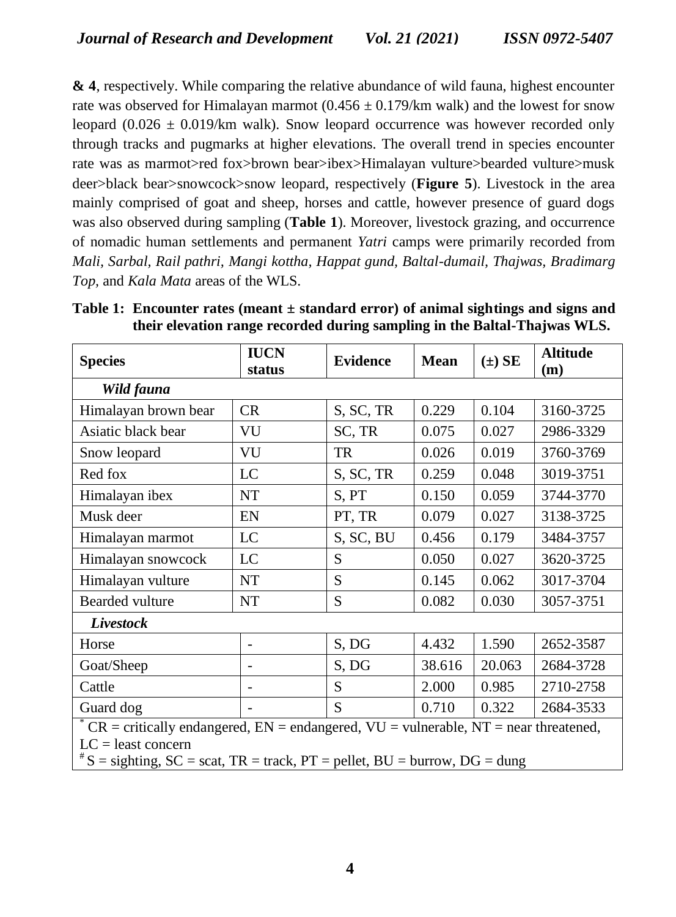**& 4**, respectively. While comparing the relative abundance of wild fauna, highest encounter rate was observed for Himalayan marmot (0.456 ± 0.179/km walk) and the lowest for snow leopard (0.026 ± 0.019/km walk). Snow leopard occurrence was however recorded only through tracks and pugmarks at higher elevations. The overall trend in species encounter rate was as marmot>red fox>brown bear>ibex>Himalayan vulture>bearded vulture>musk deer>black bear>snowcock>snow leopard, respectively (**Figure 5**). Livestock in the area mainly comprised of goat and sheep, horses and cattle, however presence of guard dogs was also observed during sampling (**Table 1**). Moreover, livestock grazing, and occurrence of nomadic human settlements and permanent *Yatri* camps were primarily recorded from *Mali, Sarbal, Rail pathri, Mangi kottha, Happat gund, Baltal-dumail, Thajwas, Bradimarg Top,* and *Kala Mata* areas of the WLS.

**Table 1: Encounter rates (meant ± standard error) of animal sightings and signs and their elevation range recorded during sampling in the Baltal-Thajwas WLS.**

| Species | IUCN status | Evidence | Mean | (±) SE | Altitude (m) |
|---|---|---|---|---|---|
| ***Wild fauna*** | | | | | |
| Himalayan brown bear | CR | S, SC, TR | 0.229 | 0.104 | 3160-3725 |
| Asiatic black bear | VU | SC, TR | 0.075 | 0.027 | 2986-3329 |
| Snow leopard | VU | TR | 0.026 | 0.019 | 3760-3769 |
| Red fox | LC | S, SC, TR | 0.259 | 0.048 | 3019-3751 |
| Himalayan ibex | NT | S, PT | 0.150 | 0.059 | 3744-3770 |
| Musk deer | EN | PT, TR | 0.079 | 0.027 | 3138-3725 |
| Himalayan marmot | LC | S, SC, BU | 0.456 | 0.179 | 3484-3757 |
| Himalayan snowcock | LC | S | 0.050 | 0.027 | 3620-3725 |
| Himalayan vulture | NT | S | 0.145 | 0.062 | 3017-3704 |
| Bearded vulture | NT | S | 0.082 | 0.030 | 3057-3751 |
| ***Livestock*** | | | | | |
| Horse | - | S, DG | 4.432 | 1.590 | 2652-3587 |
| Goat/Sheep | - | S, DG | 38.616 | 20.063 | 2684-3728 |
| Cattle | - | S | 2.000 | 0.985 | 2710-2758 |
| Guard dog | - | S | 0.710 | 0.322 | 2684-3533 |

[*] CR = critically endangered, EN = endangered, VU = vulnerable, NT = near threatened, LC = least concern

[#] S = sighting, SC = scat, TR = track, PT = pellet, BU = burrow, DG = dung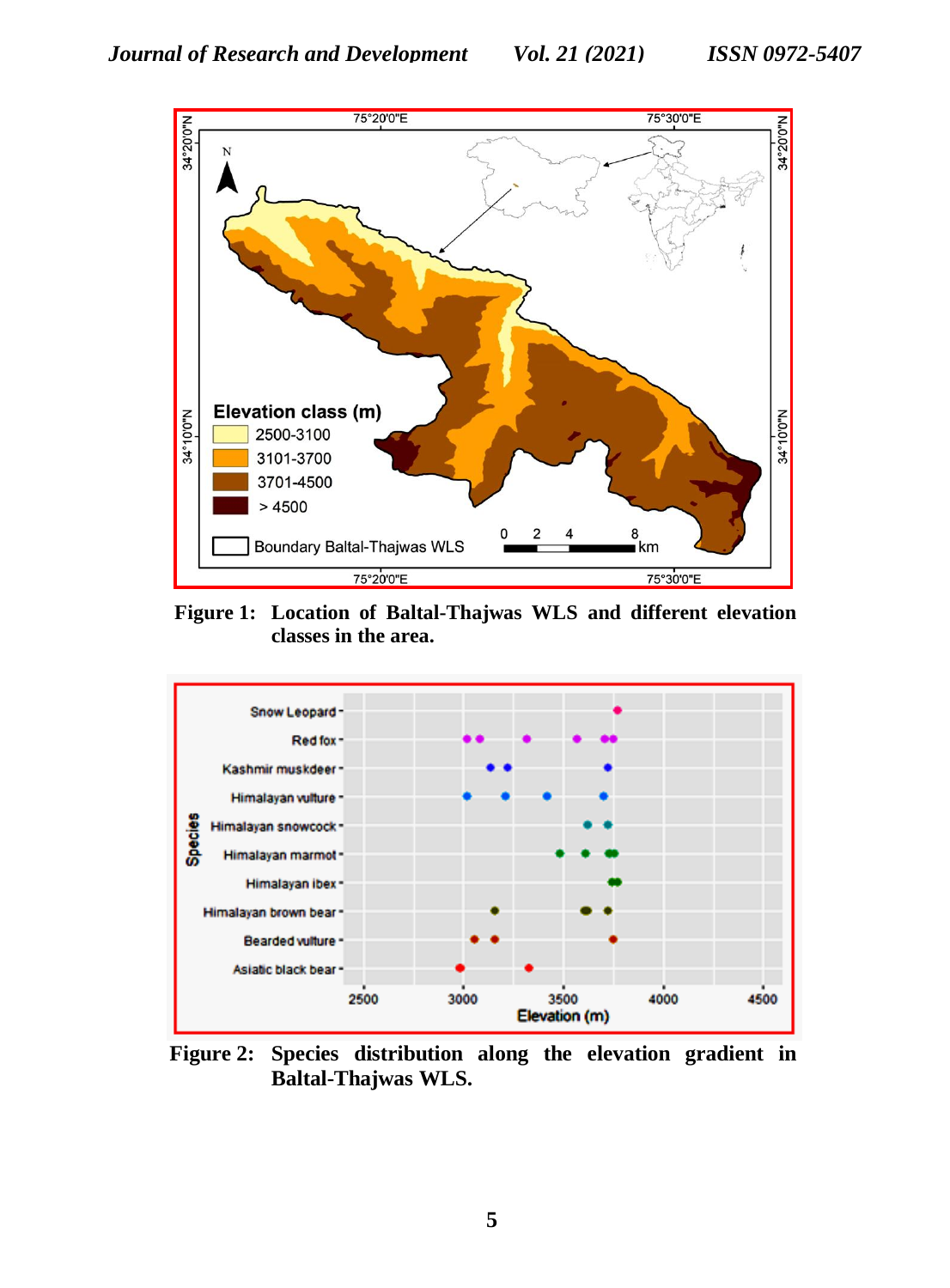Figure 1: Location of Baltal-Thajwas WLS and different elevation classes in the area.

Figure 2: Species distribution along the elevation gradient in Baltal-Thajwas WLS.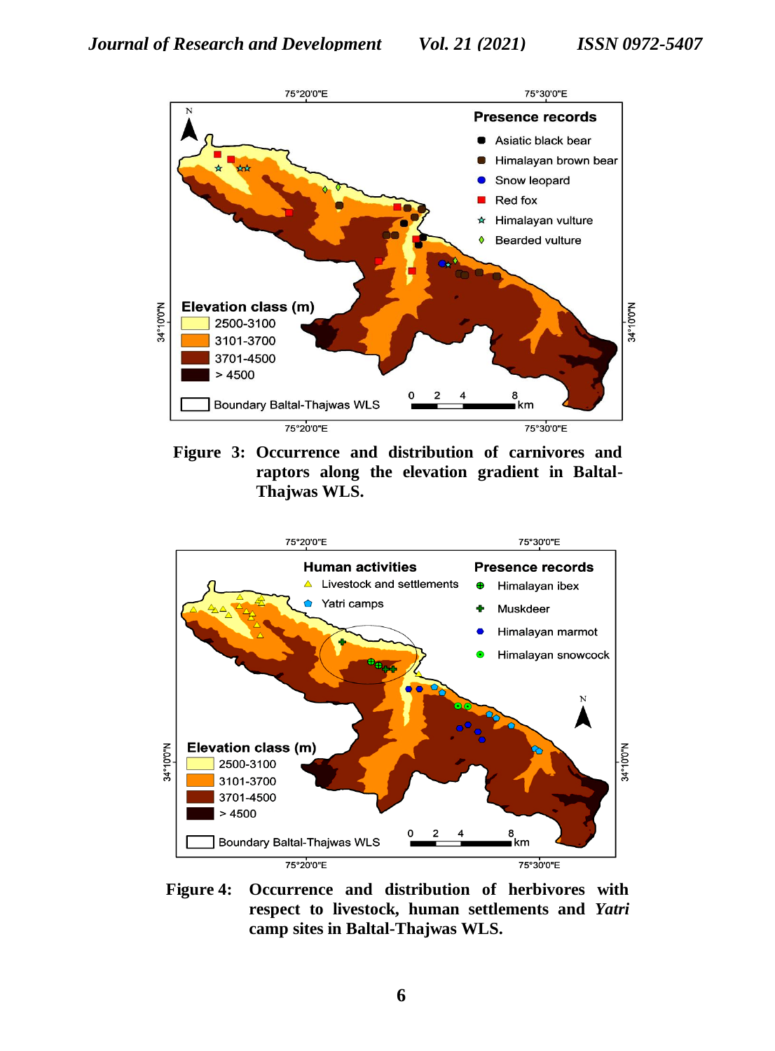**Figure 3: Occurrence and distribution of carnivores and raptors along the elevation gradient in Baltal-Thajwas WLS.**

**Figure 4: Occurrence and distribution of herbivores with respect to livestock, human settlements and *Yatri* camp sites in Baltal-Thajwas WLS.**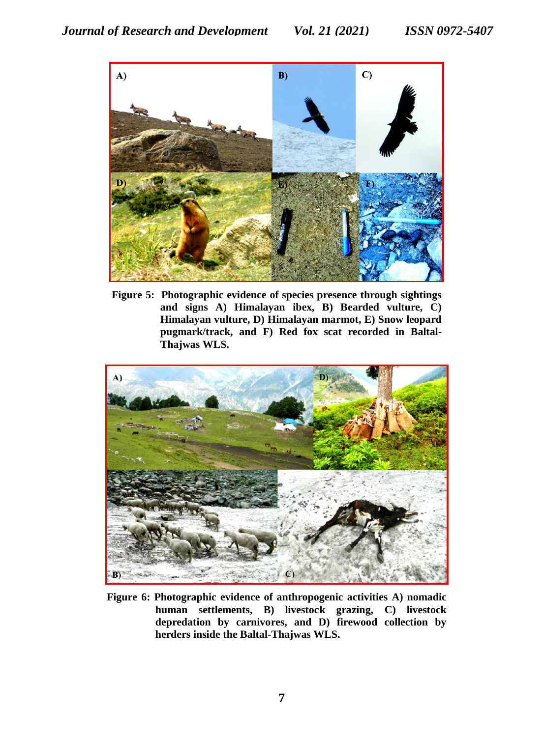**Figure 5: Photographic evidence of species presence through sightings and signs A) Himalayan ibex, B) Bearded vulture, C) Himalayan vulture, D) Himalayan marmot, E) Snow leopard pugmark/track, and F) Red fox scat recorded in Baltal-Thajwas WLS.**

**Figure 6: Photographic evidence of anthropogenic activities A) nomadic human settlements, B) livestock grazing, C) livestock depredation by carnivores, and D) firewood collection by herders inside the Baltal-Thajwas WLS.**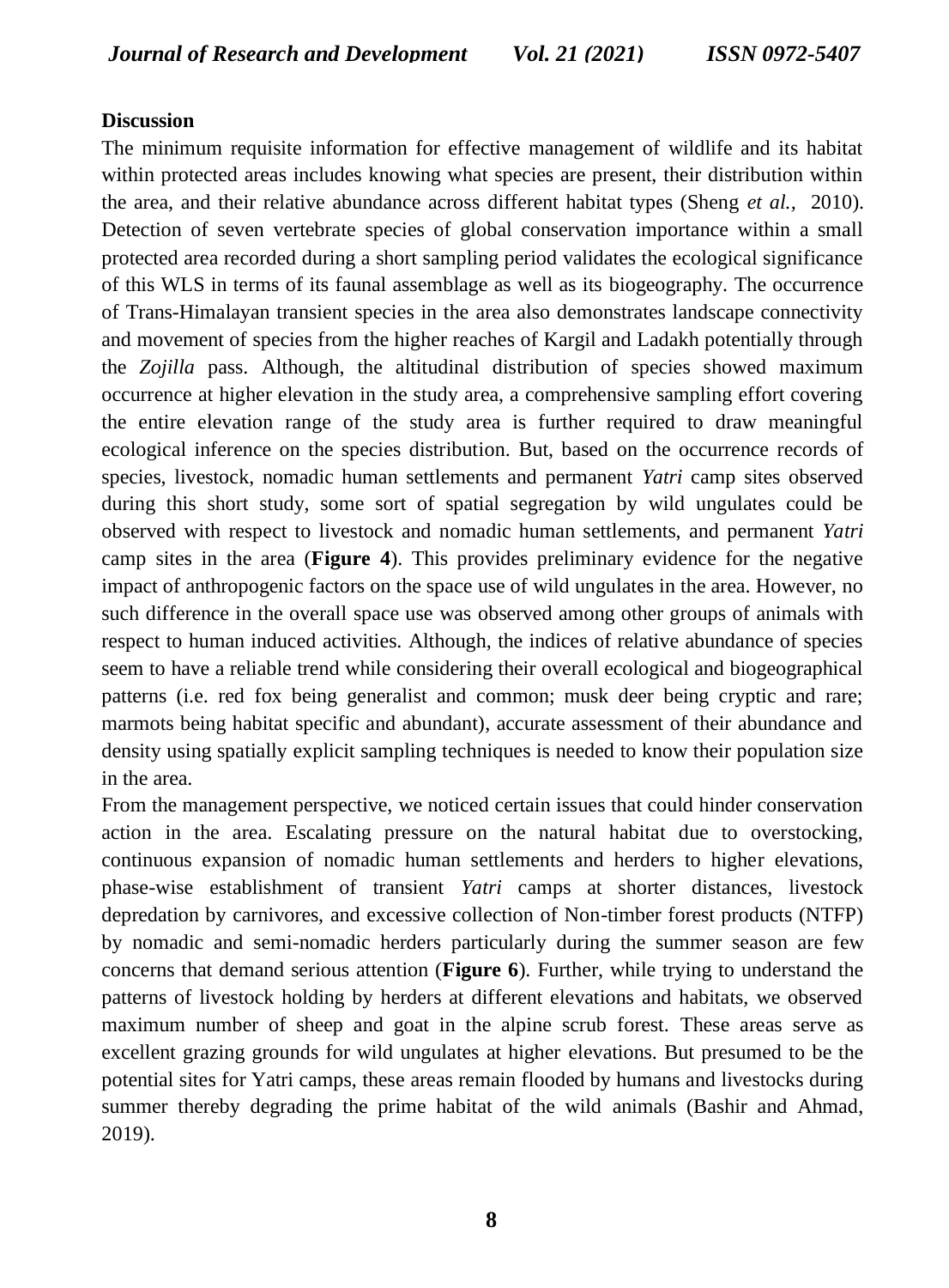## Discussion

The minimum requisite information for effective management of wildlife and its habitat within protected areas includes knowing what species are present, their distribution within the area, and their relative abundance across different habitat types (Sheng *et al.,* 2010). Detection of seven vertebrate species of global conservation importance within a small protected area recorded during a short sampling period validates the ecological significance of this WLS in terms of its faunal assemblage as well as its biogeography. The occurrence of Trans-Himalayan transient species in the area also demonstrates landscape connectivity and movement of species from the higher reaches of Kargil and Ladakh potentially through the *Zojilla* pass. Although, the altitudinal distribution of species showed maximum occurrence at higher elevation in the study area, a comprehensive sampling effort covering the entire elevation range of the study area is further required to draw meaningful ecological inference on the species distribution. But, based on the occurrence records of species, livestock, nomadic human settlements and permanent *Yatri* camp sites observed during this short study, some sort of spatial segregation by wild ungulates could be observed with respect to livestock and nomadic human settlements, and permanent *Yatri* camp sites in the area (**Figure 4**). This provides preliminary evidence for the negative impact of anthropogenic factors on the space use of wild ungulates in the area. However, no such difference in the overall space use was observed among other groups of animals with respect to human induced activities. Although, the indices of relative abundance of species seem to have a reliable trend while considering their overall ecological and biogeographical patterns (i.e. red fox being generalist and common; musk deer being cryptic and rare; marmots being habitat specific and abundant), accurate assessment of their abundance and density using spatially explicit sampling techniques is needed to know their population size in the area.

From the management perspective, we noticed certain issues that could hinder conservation action in the area. Escalating pressure on the natural habitat due to overstocking, continuous expansion of nomadic human settlements and herders to higher elevations, phase-wise establishment of transient *Yatri* camps at shorter distances, livestock depredation by carnivores, and excessive collection of Non-timber forest products (NTFP) by nomadic and semi-nomadic herders particularly during the summer season are few concerns that demand serious attention (**Figure 6**). Further, while trying to understand the patterns of livestock holding by herders at different elevations and habitats, we observed maximum number of sheep and goat in the alpine scrub forest. These areas serve as excellent grazing grounds for wild ungulates at higher elevations. But presumed to be the potential sites for Yatri camps, these areas remain flooded by humans and livestocks during summer thereby degrading the prime habitat of the wild animals (Bashir and Ahmad, 2019).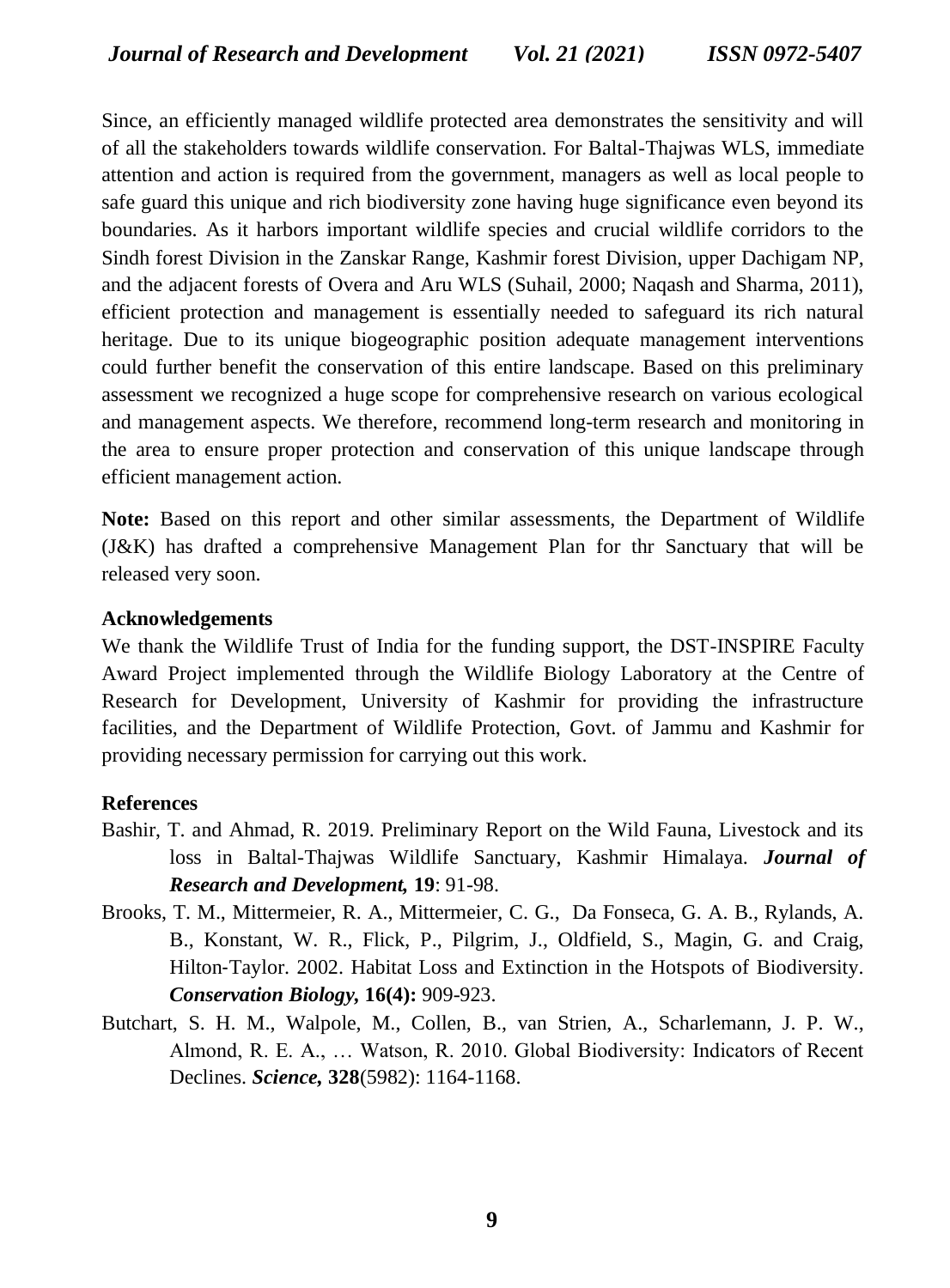Since, an efficiently managed wildlife protected area demonstrates the sensitivity and will of all the stakeholders towards wildlife conservation. For Baltal-Thajwas WLS, immediate attention and action is required from the government, managers as well as local people to safe guard this unique and rich biodiversity zone having huge significance even beyond its boundaries. As it harbors important wildlife species and crucial wildlife corridors to the Sindh forest Division in the Zanskar Range, Kashmir forest Division, upper Dachigam NP, and the adjacent forests of Overa and Aru WLS (Suhail, 2000; Naqash and Sharma, 2011), efficient protection and management is essentially needed to safeguard its rich natural heritage. Due to its unique biogeographic position adequate management interventions could further benefit the conservation of this entire landscape. Based on this preliminary assessment we recognized a huge scope for comprehensive research on various ecological and management aspects. We therefore, recommend long-term research and monitoring in the area to ensure proper protection and conservation of this unique landscape through efficient management action.

**Note:** Based on this report and other similar assessments, the Department of Wildlife (J&K) has drafted a comprehensive Management Plan for thr Sanctuary that will be released very soon.

### Acknowledgements

We thank the Wildlife Trust of India for the funding support, the DST-INSPIRE Faculty Award Project implemented through the Wildlife Biology Laboratory at the Centre of Research for Development, University of Kashmir for providing the infrastructure facilities, and the Department of Wildlife Protection, Govt. of Jammu and Kashmir for providing necessary permission for carrying out this work.

### References

Bashir, T. and Ahmad, R. 2019. Preliminary Report on the Wild Fauna, Livestock and its loss in Baltal-Thajwas Wildlife Sanctuary, Kashmir Himalaya. ***Journal of Research and Development,*** **19**: 91-98.

Brooks, T. M., Mittermeier, R. A., Mittermeier, C. G., Da Fonseca, G. A. B., Rylands, A. B., Konstant, W. R., Flick, P., Pilgrim, J., Oldfield, S., Magin, G. and Craig, Hilton-Taylor. 2002. Habitat Loss and Extinction in the Hotspots of Biodiversity. ***Conservation Biology,*** **16(4):** 909-923.

Butchart, S. H. M., Walpole, M., Collen, B., van Strien, A., Scharlemann, J. P. W., Almond, R. E. A., … Watson, R. 2010. Global Biodiversity: Indicators of Recent Declines. ***Science,*** **328**(5982): 1164-1168.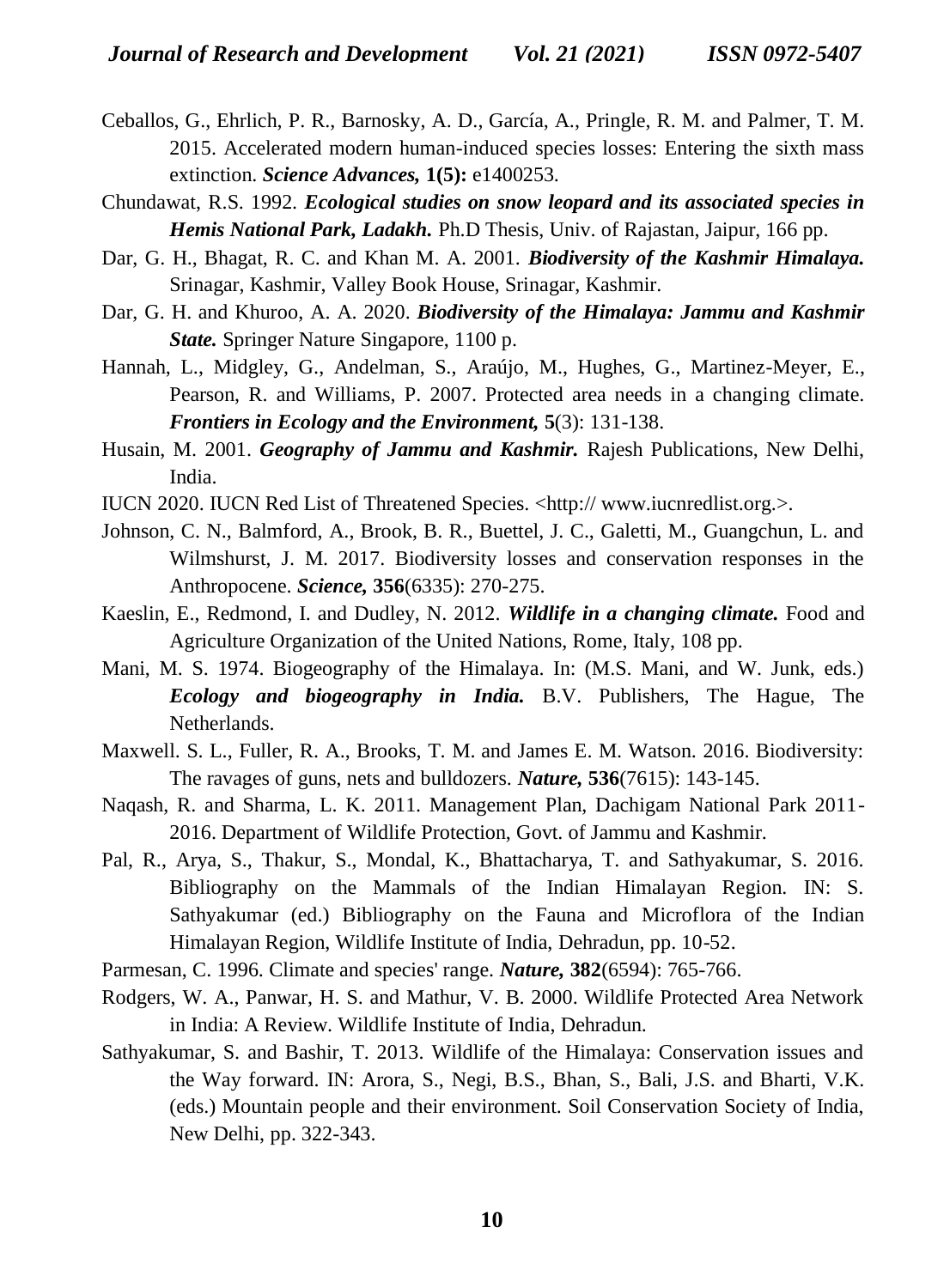Ceballos, G., Ehrlich, P. R., Barnosky, A. D., García, A., Pringle, R. M. and Palmer, T. M. 2015. Accelerated modern human-induced species losses: Entering the sixth mass extinction. ***Science Advances,*** **1(5):** e1400253.

Chundawat, R.S. 1992. ***Ecological studies on snow leopard and its associated species in Hemis National Park, Ladakh.*** Ph.D Thesis, Univ. of Rajastan, Jaipur, 166 pp.

Dar, G. H., Bhagat, R. C. and Khan M. A. 2001. ***Biodiversity of the Kashmir Himalaya.*** Srinagar, Kashmir, Valley Book House, Srinagar, Kashmir.

Dar, G. H. and Khuroo, A. A. 2020. ***Biodiversity of the Himalaya: Jammu and Kashmir State.*** Springer Nature Singapore, 1100 p.

Hannah, L., Midgley, G., Andelman, S., Araújo, M., Hughes, G., Martinez-Meyer, E., Pearson, R. and Williams, P. 2007. Protected area needs in a changing climate. ***Frontiers in Ecology and the Environment,*** **5**(3): 131-138.

Husain, M. 2001. ***Geography of Jammu and Kashmir.*** Rajesh Publications, New Delhi, India.

IUCN 2020. IUCN Red List of Threatened Species. <http:// www.iucnredlist.org.>.

Johnson, C. N., Balmford, A., Brook, B. R., Buettel, J. C., Galetti, M., Guangchun, L. and Wilmshurst, J. M. 2017. Biodiversity losses and conservation responses in the Anthropocene. ***Science,*** **356**(6335): 270-275.

Kaeslin, E., Redmond, I. and Dudley, N. 2012. ***Wildlife in a changing climate.*** Food and Agriculture Organization of the United Nations, Rome, Italy, 108 pp.

Mani, M. S. 1974. Biogeography of the Himalaya. In: (M.S. Mani, and W. Junk, eds.) ***Ecology and biogeography in India.*** B.V. Publishers, The Hague, The Netherlands.

Maxwell. S. L., Fuller, R. A., Brooks, T. M. and James E. M. Watson. 2016. Biodiversity: The ravages of guns, nets and bulldozers. ***Nature,*** **536**(7615): 143-145.

Naqash, R. and Sharma, L. K. 2011. Management Plan, Dachigam National Park 2011-2016. Department of Wildlife Protection, Govt. of Jammu and Kashmir.

Pal, R., Arya, S., Thakur, S., Mondal, K., Bhattacharya, T. and Sathyakumar, S. 2016. Bibliography on the Mammals of the Indian Himalayan Region. IN: S. Sathyakumar (ed.) Bibliography on the Fauna and Microflora of the Indian Himalayan Region, Wildlife Institute of India, Dehradun, pp. 10-52.

Parmesan, C. 1996. Climate and species' range. ***Nature,*** **382**(6594): 765-766.

Rodgers, W. A., Panwar, H. S. and Mathur, V. B. 2000. Wildlife Protected Area Network in India: A Review. Wildlife Institute of India, Dehradun.

Sathyakumar, S. and Bashir, T. 2013. Wildlife of the Himalaya: Conservation issues and the Way forward. IN: Arora, S., Negi, B.S., Bhan, S., Bali, J.S. and Bharti, V.K. (eds.) Mountain people and their environment. Soil Conservation Society of India, New Delhi, pp. 322-343.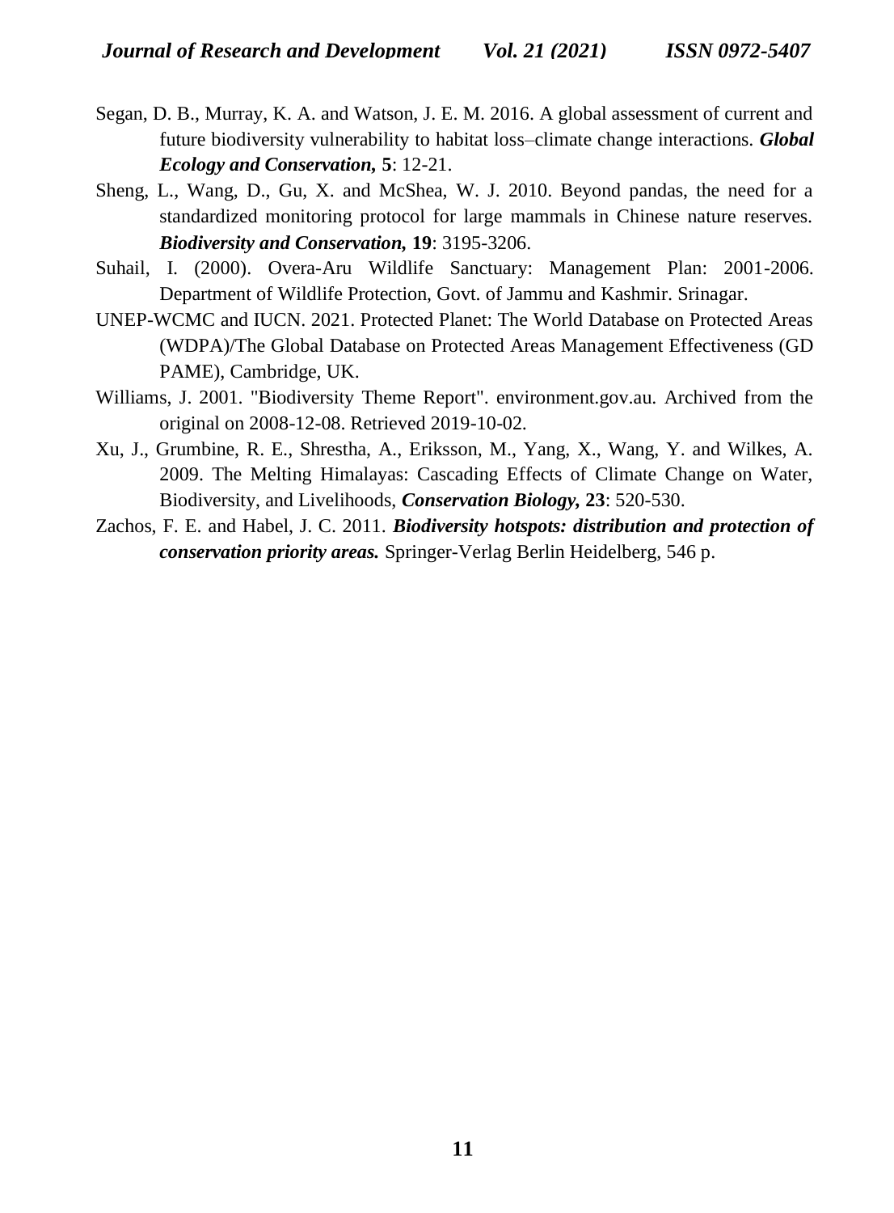Segan, D. B., Murray, K. A. and Watson, J. E. M. 2016. A global assessment of current and future biodiversity vulnerability to habitat loss–climate change interactions. ***Global Ecology and Conservation,*** **5**: 12-21.

Sheng, L., Wang, D., Gu, X. and McShea, W. J. 2010. Beyond pandas, the need for a standardized monitoring protocol for large mammals in Chinese nature reserves. ***Biodiversity and Conservation,*** **19**: 3195-3206.

Suhail, I. (2000). Overa-Aru Wildlife Sanctuary: Management Plan: 2001-2006. Department of Wildlife Protection, Govt. of Jammu and Kashmir. Srinagar.

UNEP-WCMC and IUCN. 2021. Protected Planet: The World Database on Protected Areas (WDPA)/The Global Database on Protected Areas Management Effectiveness (GD PAME), Cambridge, UK.

Williams, J. 2001. "Biodiversity Theme Report". environment.gov.au. Archived from the original on 2008-12-08. Retrieved 2019-10-02.

Xu, J., Grumbine, R. E., Shrestha, A., Eriksson, M., Yang, X., Wang, Y. and Wilkes, A. 2009. The Melting Himalayas: Cascading Effects of Climate Change on Water, Biodiversity, and Livelihoods, ***Conservation Biology,*** **23**: 520-530.

Zachos, F. E. and Habel, J. C. 2011. ***Biodiversity hotspots: distribution and protection of conservation priority areas.*** Springer-Verlag Berlin Heidelberg, 546 p.